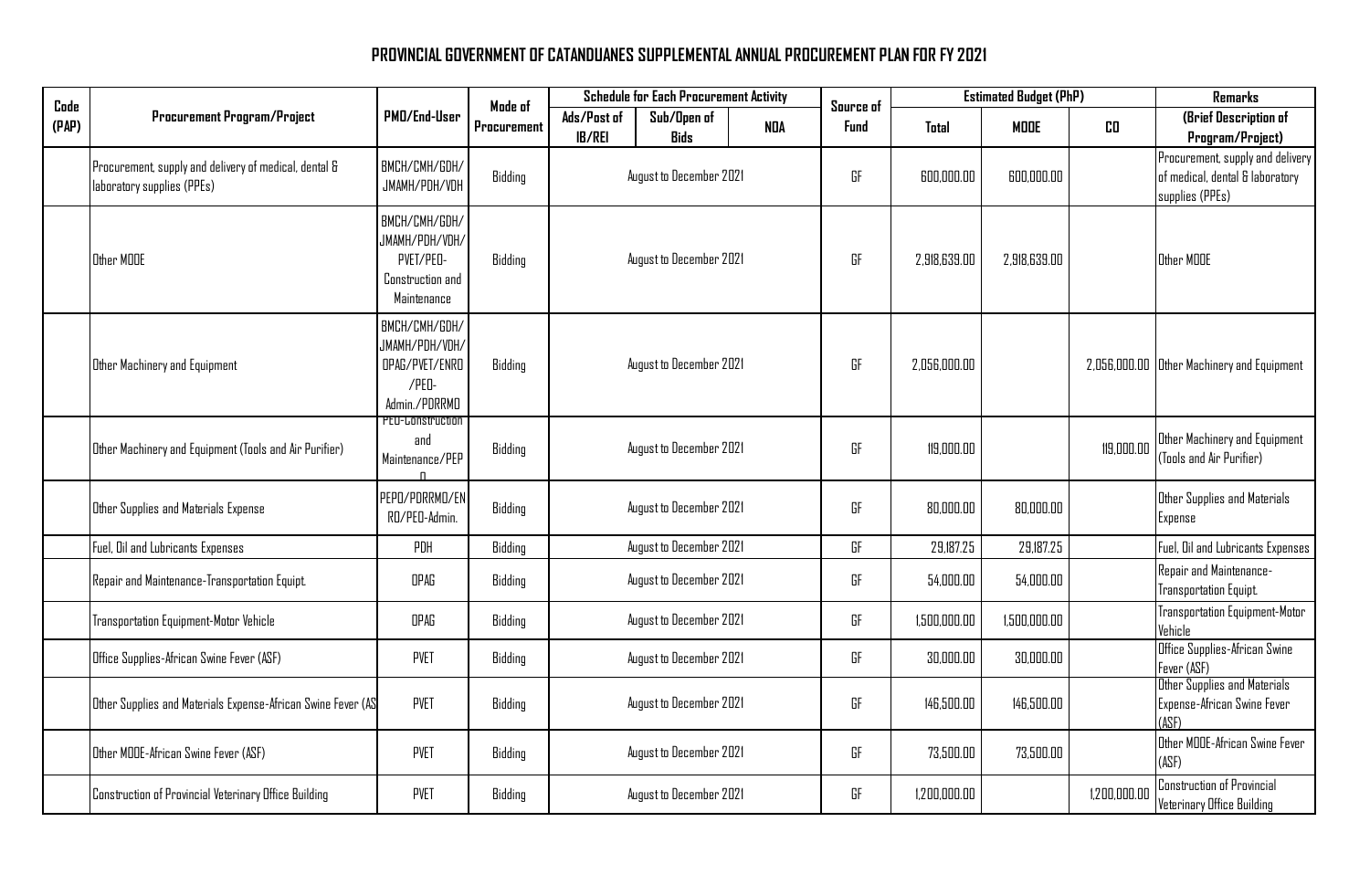# PROVINCIAL GOVERNMENT OF CATANDUANES SUPPLEMENTAL ANNUAL PROCUREMENT PLAN FOR FY 2021

| Code (PAP) | Procurement Program/Project | PMO/End-User | Mode of Procurement | Schedule for Each Procurement Activity | | | Source of Fund | Estimated Budget (PhP) | | | Remarks |
|---|---|---|---|---|---|---|---|---|---|---|---|
| | | | | Ads/Post of IB/REI | Sub/Open of Bids | NOA | | Total | MOOE | CO | (Brief Description of Program/Project) |
| | Procurement, supply and delivery of medical, dental & laboratory supplies (PPEs) | BMCH/CMH/GDH/JMAMH/PDH/VDH | Bidding | August to December 2021 | | | GF | 600,000.00 | 600,000.00 | | Procurement, supply and delivery of medical, dental & laboratory supplies (PPEs) |
| | Other MOOE | BMCH/CMH/GDH/JMAMH/PDH/VDH/PVET/PEO-Construction and Maintenance | Bidding | August to December 2021 | | | GF | 2,918,639.00 | 2,918,639.00 | | Other MOOE |
| | Other Machinery and Equipment | BMCH/CMH/GDH/JMAMH/PDH/VDH/OPAG/PVET/ENRO/PEO-Admin./PDRRMO | Bidding | August to December 2021 | | | GF | 2,056,000.00 | | 2,056,000.00 | Other Machinery and Equipment |
| | Other Machinery and Equipment (Tools and Air Purifier) | PEO-Construction and Maintenance/PEPO | Bidding | August to December 2021 | | | GF | 119,000.00 | | 119,000.00 | Other Machinery and Equipment (Tools and Air Purifier) |
| | Other Supplies and Materials Expense | PEPO/PDRRMO/ENRO/PEO-Admin. | Bidding | August to December 2021 | | | GF | 80,000.00 | 80,000.00 | | Other Supplies and Materials Expense |
| | Fuel, Oil and Lubricants Expenses | PDH | Bidding | August to December 2021 | | | GF | 29,187.25 | 29,187.25 | | Fuel, Oil and Lubricants Expenses |
| | Repair and Maintenance-Transportation Equipt. | OPAG | Bidding | August to December 2021 | | | GF | 54,000.00 | 54,000.00 | | Repair and Maintenance-Transportation Equipt. |
| | Transportation Equipment-Motor Vehicle | OPAG | Bidding | August to December 2021 | | | GF | 1,500,000.00 | 1,500,000.00 | | Transportation Equipment-Motor Vehicle |
| | Office Supplies-African Swine Fever (ASF) | PVET | Bidding | August to December 2021 | | | GF | 30,000.00 | 30,000.00 | | Office Supplies-African Swine Fever (ASF) |
| | Other Supplies and Materials Expense-African Swine Fever (AS | PVET | Bidding | August to December 2021 | | | GF | 146,500.00 | 146,500.00 | | Other Supplies and Materials Expense-African Swine Fever (ASF) |
| | Other MOOE-African Swine Fever (ASF) | PVET | Bidding | August to December 2021 | | | GF | 73,500.00 | 73,500.00 | | Other MOOE-African Swine Fever (ASF) |
| | Construction of Provincial Veterinary Office Building | PVET | Bidding | August to December 2021 | | | GF | 1,200,000.00 | | 1,200,000.00 | Construction of Provincial Veterinary Office Building |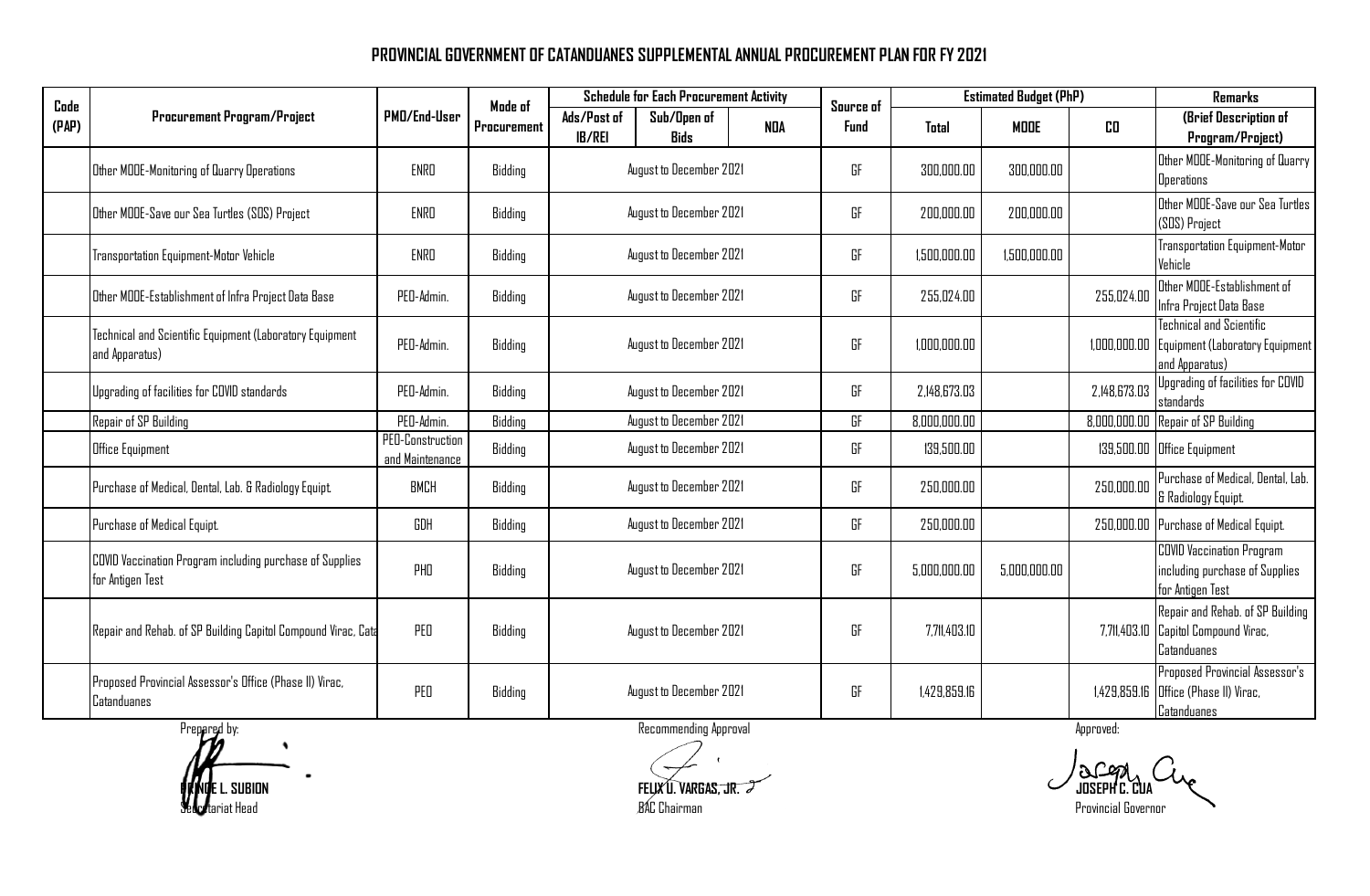## PROVINCIAL GOVERNMENT OF CATANDUANES SUPPLEMENTAL ANNUAL PROCUREMENT PLAN FOR FY 2021

| Code (PAP) | Procurement Program/Project | PMO/End-User | Mode of Procurement | Schedule for Each Procurement Activity | | | Source of Fund | Estimated Budget (PhP) | | | Remarks |
|---|---|---|---|---|---|---|---|---|---|---|---|
| | | | | Ads/Post of IB/REI | Sub/Open of Bids | NOA | | Total | MOOE | CO | (Brief Description of Program/Project) |
| | Other MOOE-Monitoring of Quarry Operations | ENRO | Bidding | August to December 2021 | | | GF | 300,000.00 | 300,000.00 | | Other MOOE-Monitoring of Quarry Operations |
| | Other MOOE-Save our Sea Turtles (SOS) Project | ENRO | Bidding | August to December 2021 | | | GF | 200,000.00 | 200,000.00 | | Other MOOE-Save our Sea Turtles (SOS) Project |
| | Transportation Equipment-Motor Vehicle | ENRO | Bidding | August to December 2021 | | | GF | 1,500,000.00 | 1,500,000.00 | | Transportation Equipment-Motor Vehicle |
| | Other MOOE-Establishment of Infra Project Data Base | PEO-Admin. | Bidding | August to December 2021 | | | GF | 255,024.00 | | 255,024.00 | Other MOOE-Establishment of Infra Project Data Base |
| | Technical and Scientific Equipment (Laboratory Equipment and Apparatus) | PEO-Admin. | Bidding | August to December 2021 | | | GF | 1,000,000.00 | | 1,000,000.00 | Technical and Scientific Equipment (Laboratory Equipment and Apparatus) |
| | Upgrading of facilities for COVID standards | PEO-Admin. | Bidding | August to December 2021 | | | GF | 2,148,673.03 | | 2,148,673.03 | Upgrading of facilities for COVID standards |
| | Repair of SP Building | PEO-Admin. | Bidding | August to December 2021 | | | GF | 8,000,000.00 | | 8,000,000.00 | Repair of SP Building |
| | Office Equipment | PEO-Construction and Maintenance | Bidding | August to December 2021 | | | GF | 139,500.00 | | 139,500.00 | Office Equipment |
| | Purchase of Medical, Dental, Lab. & Radiology Equipt. | BMCH | Bidding | August to December 2021 | | | GF | 250,000.00 | | 250,000.00 | Purchase of Medical, Dental, Lab. & Radiology Equipt. |
| | Purchase of Medical Equipt. | GDH | Bidding | August to December 2021 | | | GF | 250,000.00 | | 250,000.00 | Purchase of Medical Equipt. |
| | COVID Vaccination Program including purchase of Supplies for Antigen Test | PHO | Bidding | August to December 2021 | | | GF | 5,000,000.00 | 5,000,000.00 | | COVID Vaccination Program including purchase of Supplies for Antigen Test |
| | Repair and Rehab. of SP Building Capitol Compound Virac, Cata | PEO | Bidding | August to December 2021 | | | GF | 7,711,403.10 | | 7,711,403.10 | Repair and Rehab. of SP Building Capitol Compound Virac, Catanduanes |
| | Proposed Provincial Assessor's Office (Phase II) Virac, Catanduanes | PEO | Bidding | August to December 2021 | | | GF | 1,429,859.16 | | 1,429,859.16 | Proposed Provincial Assessor's Office (Phase II) Virac, Catanduanes |

Prepared by:

**NDE L. SUBION**
Secretariat Head

Recommending Approval

**FELIX U. VARGAS, JR.**
BAC Chairman

Approved:

**JOSEPH C. CUA**
Provincial Governor